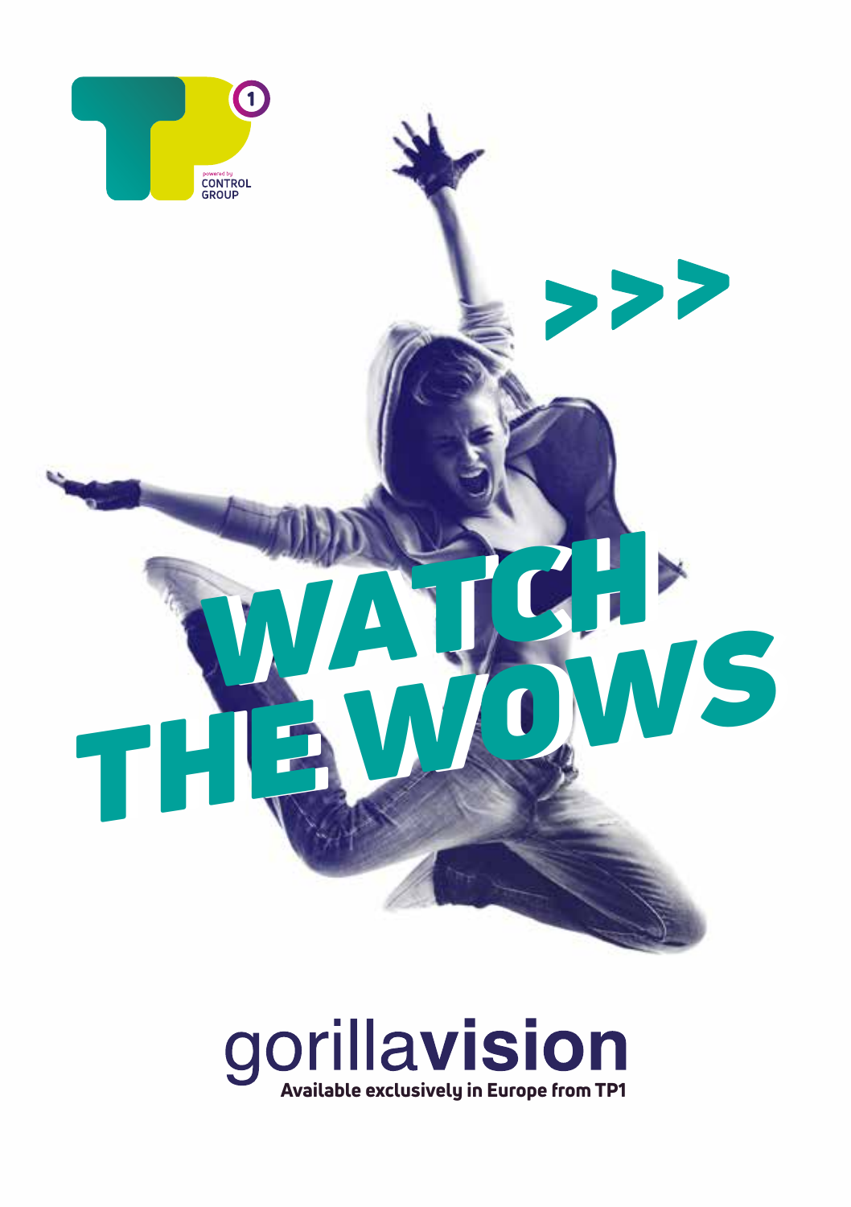powered by CONTROL GROUP

>>>

# WATCH THE WOWS

# gorillavision

**Available exclusively in Europe from TP1**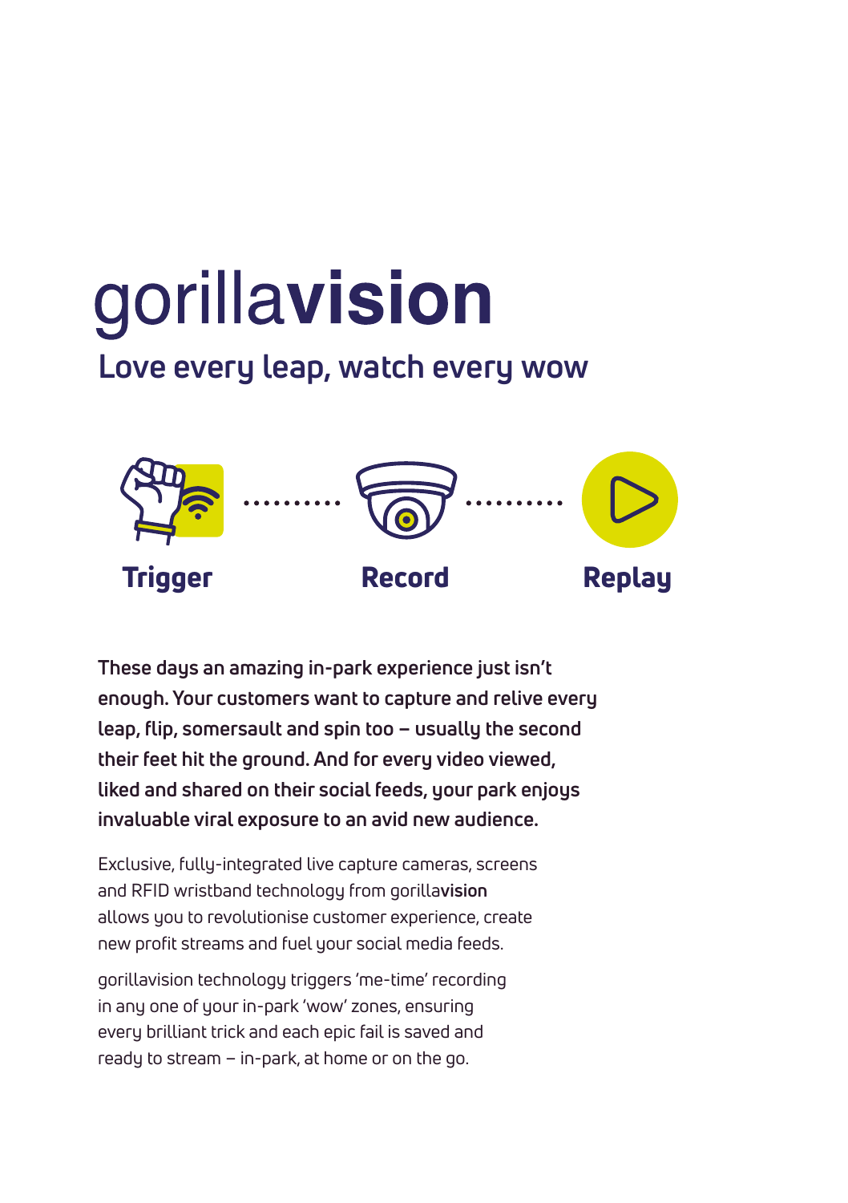# gorilla**vision**

## Love every leap, watch every wow

**Trigger** ........ **Record** ........ **Replay**

**These days an amazing in-park experience just isn't enough. Your customers want to capture and relive every leap, flip, somersault and spin too – usually the second their feet hit the ground. And for every video viewed, liked and shared on their social feeds, your park enjoys invaluable viral exposure to an avid new audience.**

Exclusive, fully-integrated live capture cameras, screens and RFID wristband technology from gorilla**vision** allows you to revolutionise customer experience, create new profit streams and fuel your social media feeds.

gorillavision technology triggers 'me-time' recording in any one of your in-park 'wow' zones, ensuring every brilliant trick and each epic fail is saved and ready to stream – in-park, at home or on the go.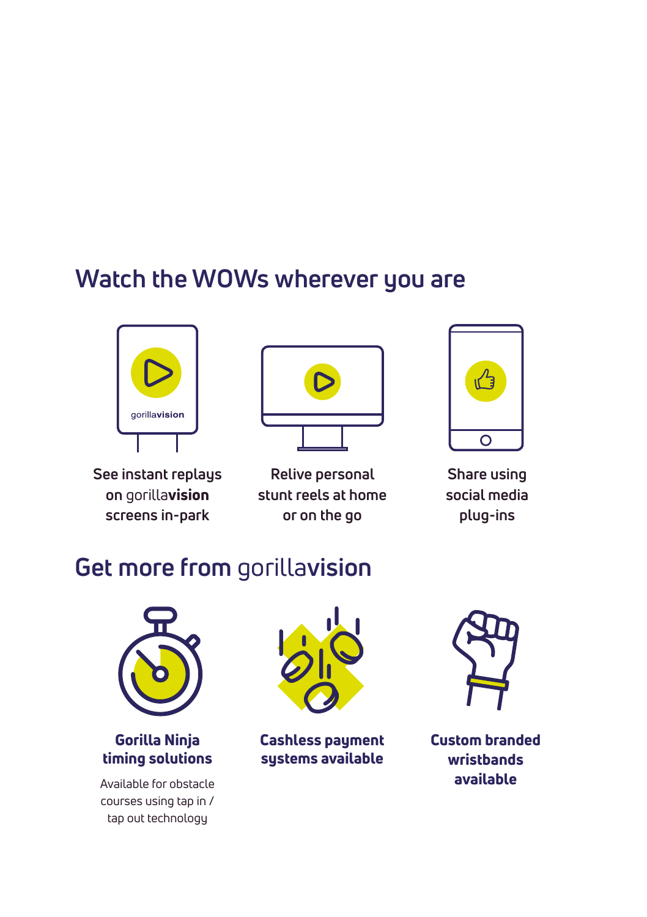## Watch the WOWs wherever you are

gorilla**vision**

See instant replays on gorilla**vision** screens in-park

Relive personal stunt reels at home or on the go

Share using social media plug-ins

## Get more from gorilla**vision**

**Gorilla Ninja timing solutions**

Available for obstacle courses using tap in / tap out technology

**Cashless payment systems available**

**Custom branded wristbands available**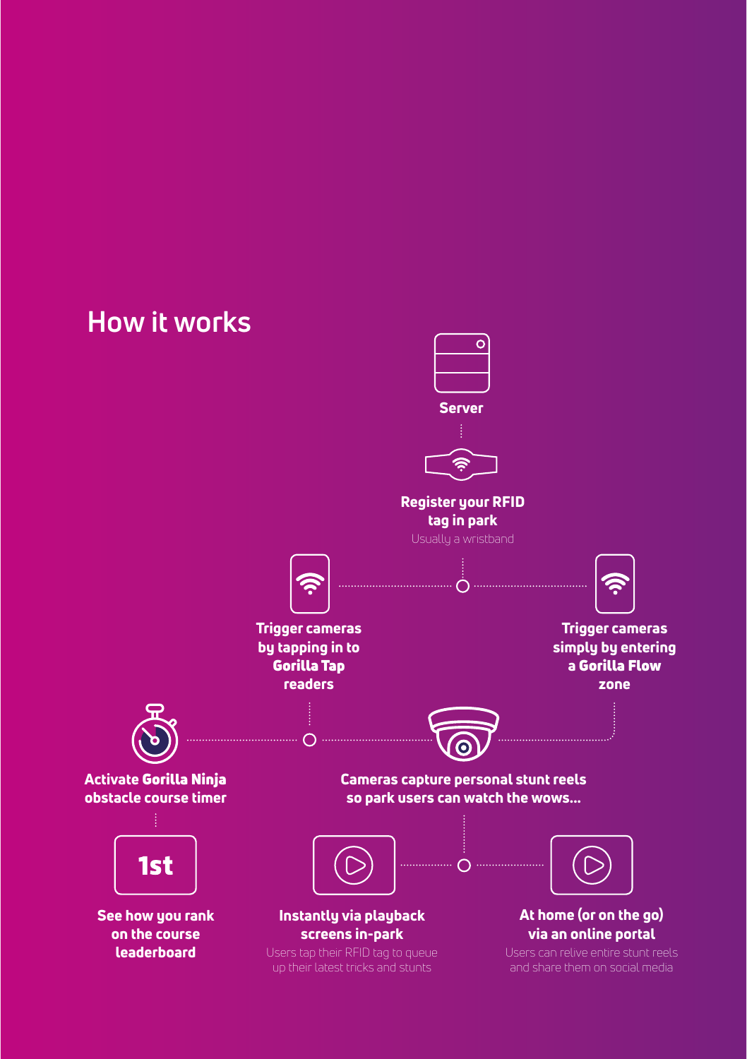## How it works

**Server**

**Register your RFID tag in park**
Usually a wristband

**Trigger cameras by tapping in to Gorilla Tap readers**

**Trigger cameras simply by entering a Gorilla Flow zone**

**Activate Gorilla Ninja obstacle course timer**

**Cameras capture personal stunt reels so park users can watch the wows...**

1st

**See how you rank on the course leaderboard**

**Instantly via playback screens in-park**
Users tap their RFID tag to queue up their latest tricks and stunts

**At home (or on the go) via an online portal**
Users can relive entire stunt reels and share them on social media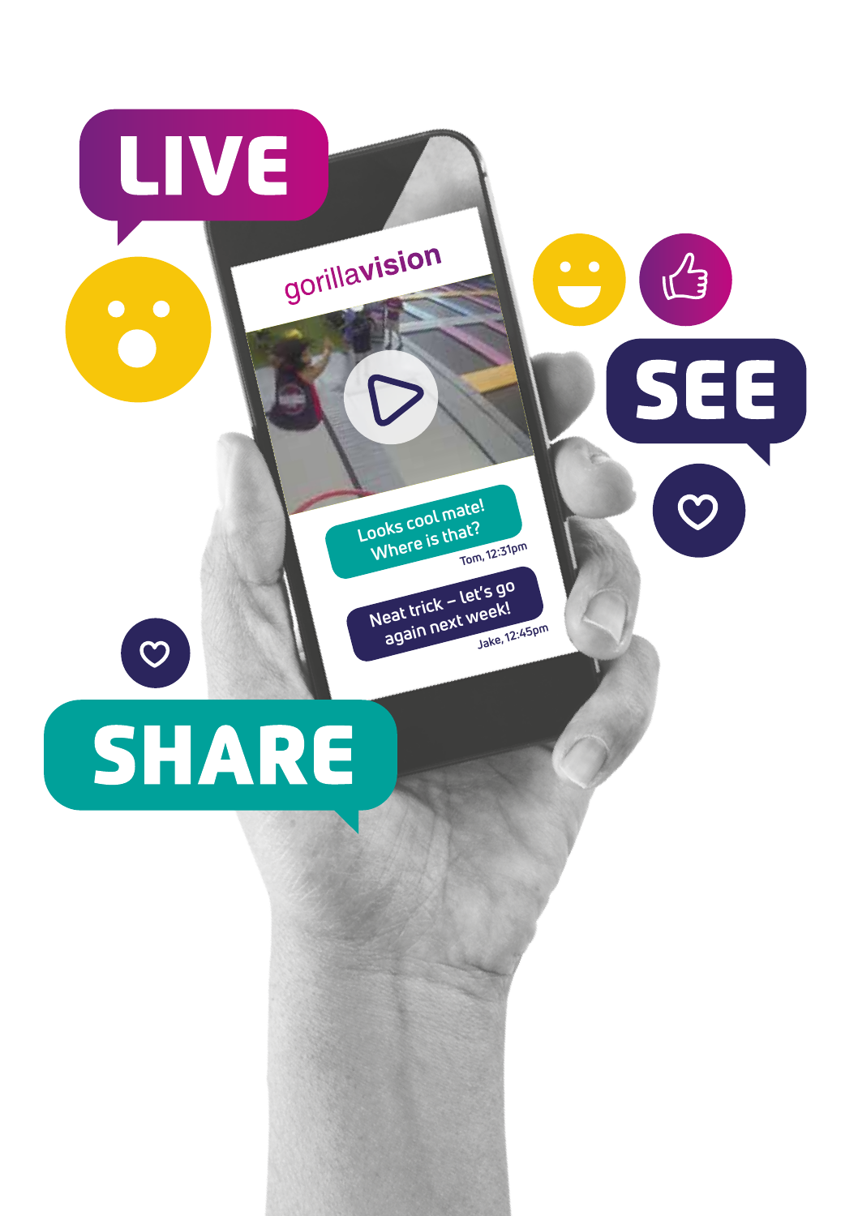LIVE

SEE

SHARE

gorillavision

Looks cool mate!
Where is that?
Tom, 12:31pm

Neat trick – let's go again next week!
Jake, 12:45pm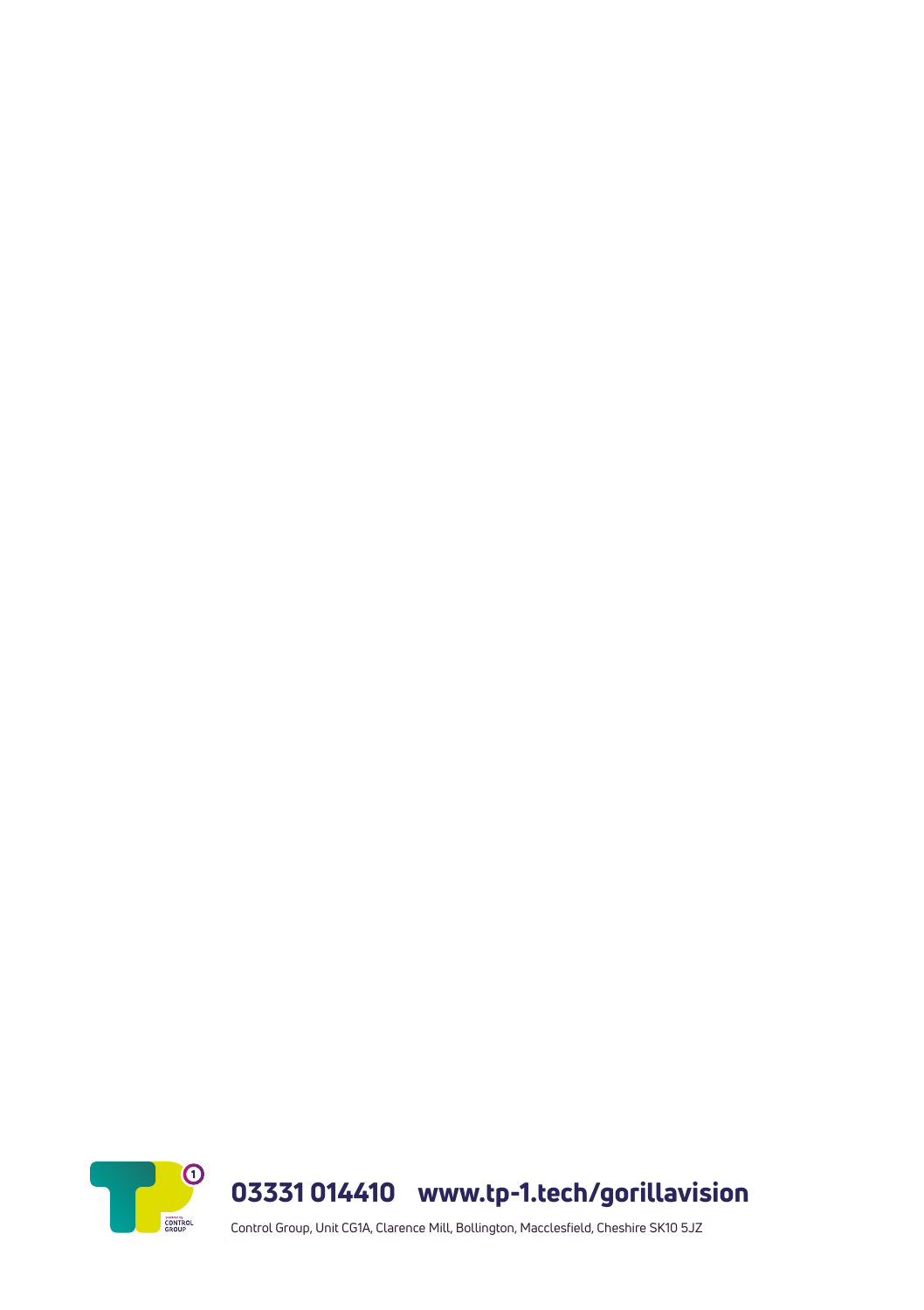**03331 014410 www.tp-1.tech/gorillavision**

Control Group, Unit CG1A, Clarence Mill, Bollington, Macclesfield, Cheshire SK10 5JZ